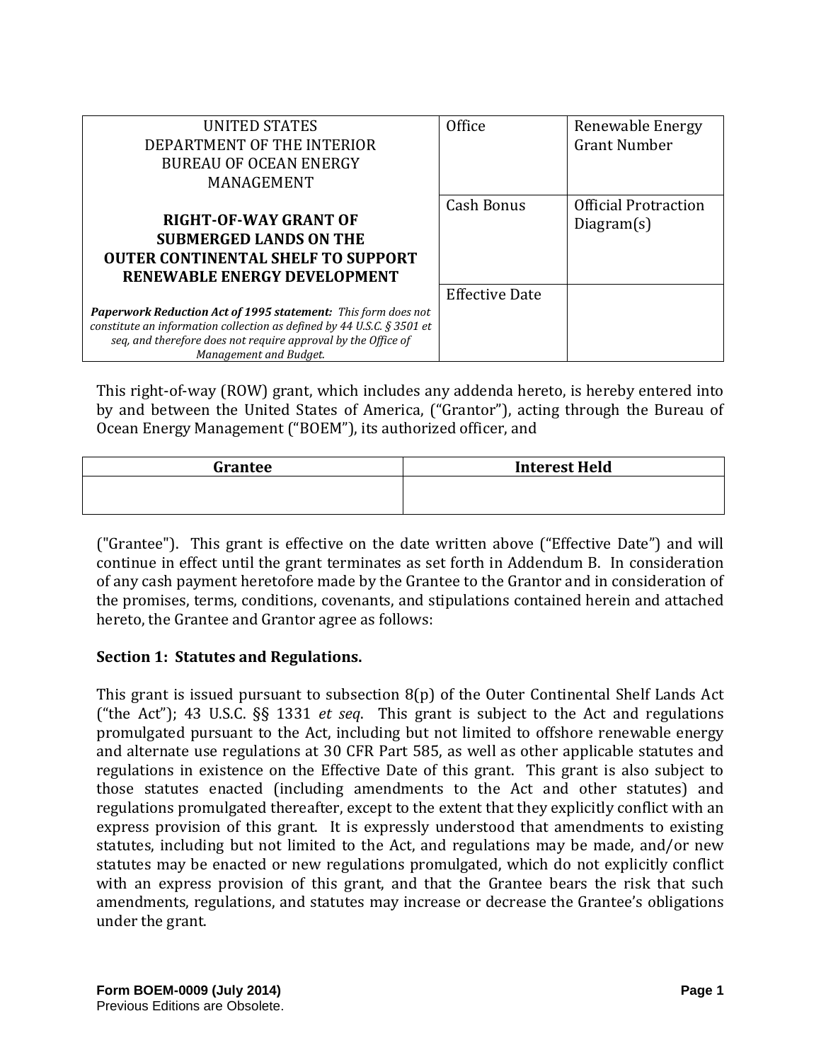| UNITED STATES DEPARTMENT OF THE INTERIOR BUREAU OF OCEAN ENERGY MANAGEMENT **RIGHT-OF-WAY GRANT OF SUBMERGED LANDS ON THE OUTER CONTINENTAL SHELF TO SUPPORT RENEWABLE ENERGY DEVELOPMENT** | Office | Renewable Energy Grant Number |
|---|---|---|
| | Cash Bonus | Official Protraction Diagram(s) |
| ***Paperwork Reduction Act of 1995 statement:*** *This form does not constitute an information collection as defined by 44 U.S.C. § 3501 et seq, and therefore does not require approval by the Office of Management and Budget.* | Effective Date | |

This right-of-way (ROW) grant, which includes any addenda hereto, is hereby entered into by and between the United States of America, ("Grantor"), acting through the Bureau of Ocean Energy Management ("BOEM"), its authorized officer, and

| Grantee | Interest Held |
|---|---|
| | |

("Grantee"). This grant is effective on the date written above ("Effective Date") and will continue in effect until the grant terminates as set forth in Addendum B. In consideration of any cash payment heretofore made by the Grantee to the Grantor and in consideration of the promises, terms, conditions, covenants, and stipulations contained herein and attached hereto, the Grantee and Grantor agree as follows:

**Section 1: Statutes and Regulations.**

This grant is issued pursuant to subsection 8(p) of the Outer Continental Shelf Lands Act ("the Act"); 43 U.S.C. §§ 1331 *et seq*. This grant is subject to the Act and regulations promulgated pursuant to the Act, including but not limited to offshore renewable energy and alternate use regulations at 30 CFR Part 585, as well as other applicable statutes and regulations in existence on the Effective Date of this grant. This grant is also subject to those statutes enacted (including amendments to the Act and other statutes) and regulations promulgated thereafter, except to the extent that they explicitly conflict with an express provision of this grant. It is expressly understood that amendments to existing statutes, including but not limited to the Act, and regulations may be made, and/or new statutes may be enacted or new regulations promulgated, which do not explicitly conflict with an express provision of this grant, and that the Grantee bears the risk that such amendments, regulations, and statutes may increase or decrease the Grantee's obligations under the grant.

**Form BOEM-0009 (July 2014)**
Previous Editions are Obsolete.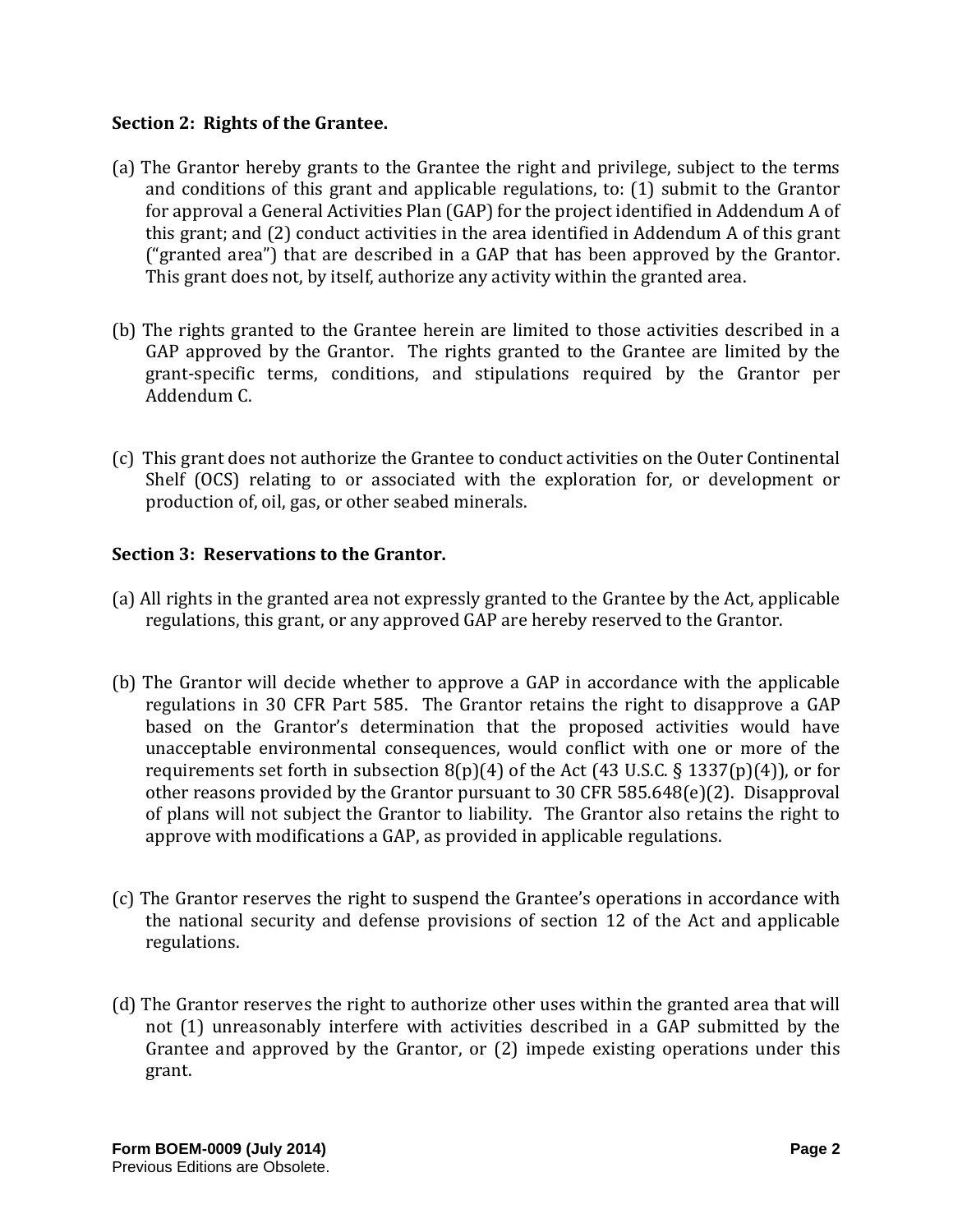**Section 2: Rights of the Grantee.**

(a) The Grantor hereby grants to the Grantee the right and privilege, subject to the terms and conditions of this grant and applicable regulations, to: (1) submit to the Grantor for approval a General Activities Plan (GAP) for the project identified in Addendum A of this grant; and (2) conduct activities in the area identified in Addendum A of this grant ("granted area") that are described in a GAP that has been approved by the Grantor. This grant does not, by itself, authorize any activity within the granted area.

(b) The rights granted to the Grantee herein are limited to those activities described in a GAP approved by the Grantor. The rights granted to the Grantee are limited by the grant-specific terms, conditions, and stipulations required by the Grantor per Addendum C.

(c) This grant does not authorize the Grantee to conduct activities on the Outer Continental Shelf (OCS) relating to or associated with the exploration for, or development or production of, oil, gas, or other seabed minerals.

**Section 3: Reservations to the Grantor.**

(a) All rights in the granted area not expressly granted to the Grantee by the Act, applicable regulations, this grant, or any approved GAP are hereby reserved to the Grantor.

(b) The Grantor will decide whether to approve a GAP in accordance with the applicable regulations in 30 CFR Part 585. The Grantor retains the right to disapprove a GAP based on the Grantor's determination that the proposed activities would have unacceptable environmental consequences, would conflict with one or more of the requirements set forth in subsection 8(p)(4) of the Act (43 U.S.C. § 1337(p)(4)), or for other reasons provided by the Grantor pursuant to 30 CFR 585.648(e)(2). Disapproval of plans will not subject the Grantor to liability. The Grantor also retains the right to approve with modifications a GAP, as provided in applicable regulations.

(c) The Grantor reserves the right to suspend the Grantee's operations in accordance with the national security and defense provisions of section 12 of the Act and applicable regulations.

(d) The Grantor reserves the right to authorize other uses within the granted area that will not (1) unreasonably interfere with activities described in a GAP submitted by the Grantee and approved by the Grantor, or (2) impede existing operations under this grant.

**Form BOEM-0009 (July 2014)**
Previous Editions are Obsolete.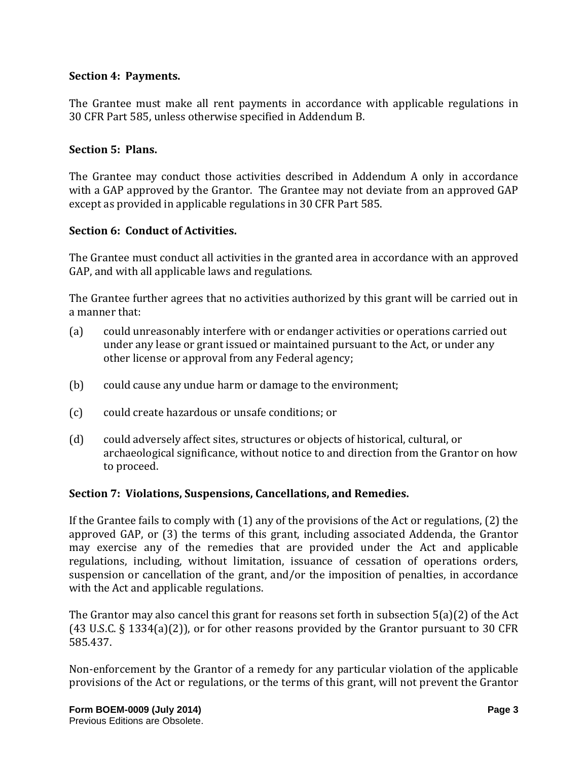**Section 4: Payments.**

The Grantee must make all rent payments in accordance with applicable regulations in 30 CFR Part 585, unless otherwise specified in Addendum B.

**Section 5: Plans.**

The Grantee may conduct those activities described in Addendum A only in accordance with a GAP approved by the Grantor. The Grantee may not deviate from an approved GAP except as provided in applicable regulations in 30 CFR Part 585.

**Section 6: Conduct of Activities.**

The Grantee must conduct all activities in the granted area in accordance with an approved GAP, and with all applicable laws and regulations.

The Grantee further agrees that no activities authorized by this grant will be carried out in a manner that:

(a) could unreasonably interfere with or endanger activities or operations carried out under any lease or grant issued or maintained pursuant to the Act, or under any other license or approval from any Federal agency;

(b) could cause any undue harm or damage to the environment;

(c) could create hazardous or unsafe conditions; or

(d) could adversely affect sites, structures or objects of historical, cultural, or archaeological significance, without notice to and direction from the Grantor on how to proceed.

**Section 7: Violations, Suspensions, Cancellations, and Remedies.**

If the Grantee fails to comply with (1) any of the provisions of the Act or regulations, (2) the approved GAP, or (3) the terms of this grant, including associated Addenda, the Grantor may exercise any of the remedies that are provided under the Act and applicable regulations, including, without limitation, issuance of cessation of operations orders, suspension or cancellation of the grant, and/or the imposition of penalties, in accordance with the Act and applicable regulations.

The Grantor may also cancel this grant for reasons set forth in subsection 5(a)(2) of the Act (43 U.S.C. § 1334(a)(2)), or for other reasons provided by the Grantor pursuant to 30 CFR 585.437.

Non-enforcement by the Grantor of a remedy for any particular violation of the applicable provisions of the Act or regulations, or the terms of this grant, will not prevent the Grantor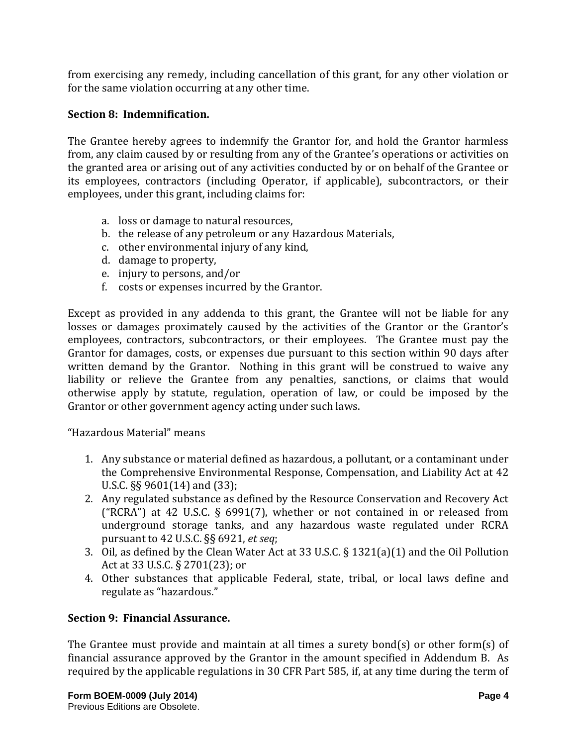from exercising any remedy, including cancellation of this grant, for any other violation or for the same violation occurring at any other time.

**Section 8: Indemnification.**

The Grantee hereby agrees to indemnify the Grantor for, and hold the Grantor harmless from, any claim caused by or resulting from any of the Grantee's operations or activities on the granted area or arising out of any activities conducted by or on behalf of the Grantee or its employees, contractors (including Operator, if applicable), subcontractors, or their employees, under this grant, including claims for:

a. loss or damage to natural resources,
b. the release of any petroleum or any Hazardous Materials,
c. other environmental injury of any kind,
d. damage to property,
e. injury to persons, and/or
f. costs or expenses incurred by the Grantor.

Except as provided in any addenda to this grant, the Grantee will not be liable for any losses or damages proximately caused by the activities of the Grantor or the Grantor's employees, contractors, subcontractors, or their employees. The Grantee must pay the Grantor for damages, costs, or expenses due pursuant to this section within 90 days after written demand by the Grantor. Nothing in this grant will be construed to waive any liability or relieve the Grantee from any penalties, sanctions, or claims that would otherwise apply by statute, regulation, operation of law, or could be imposed by the Grantor or other government agency acting under such laws.

"Hazardous Material" means

1. Any substance or material defined as hazardous, a pollutant, or a contaminant under the Comprehensive Environmental Response, Compensation, and Liability Act at 42 U.S.C. §§ 9601(14) and (33);
2. Any regulated substance as defined by the Resource Conservation and Recovery Act ("RCRA") at 42 U.S.C. § 6991(7), whether or not contained in or released from underground storage tanks, and any hazardous waste regulated under RCRA pursuant to 42 U.S.C. §§ 6921, *et seq*;
3. Oil, as defined by the Clean Water Act at 33 U.S.C. § 1321(a)(1) and the Oil Pollution Act at 33 U.S.C. § 2701(23); or
4. Other substances that applicable Federal, state, tribal, or local laws define and regulate as "hazardous."

**Section 9: Financial Assurance.**

The Grantee must provide and maintain at all times a surety bond(s) or other form(s) of financial assurance approved by the Grantor in the amount specified in Addendum B. As required by the applicable regulations in 30 CFR Part 585, if, at any time during the term of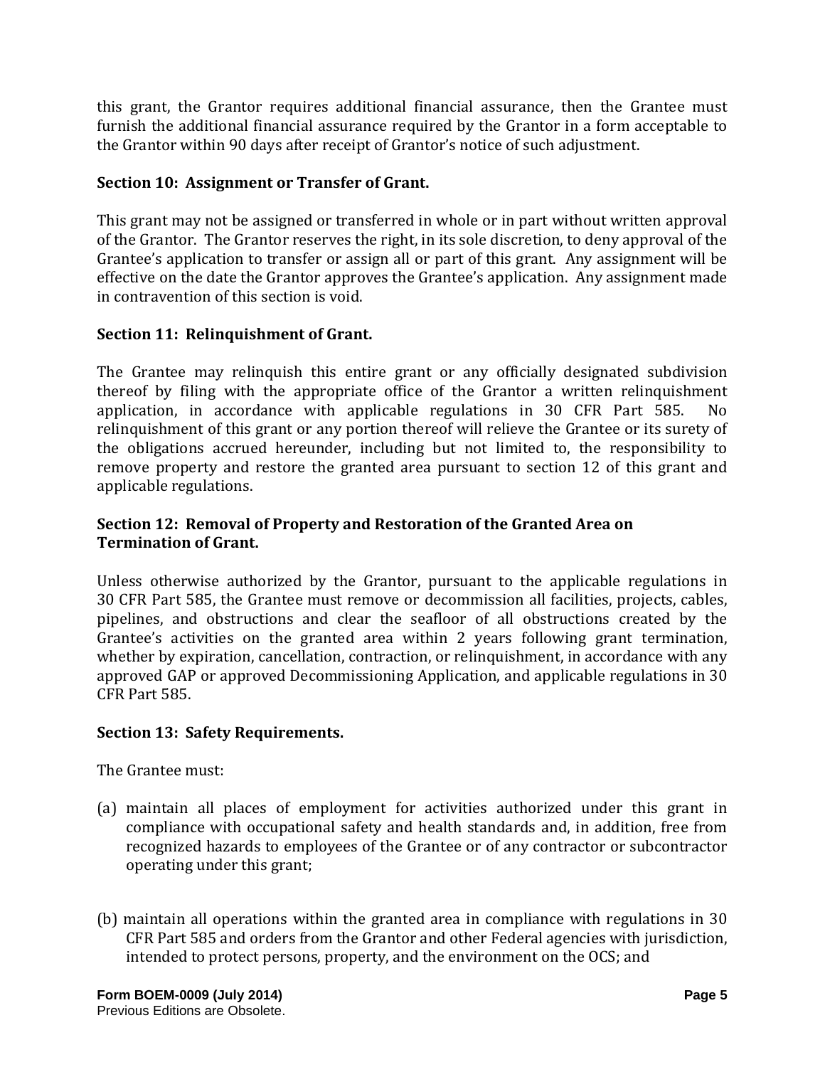this grant, the Grantor requires additional financial assurance, then the Grantee must furnish the additional financial assurance required by the Grantor in a form acceptable to the Grantor within 90 days after receipt of Grantor's notice of such adjustment.

**Section 10: Assignment or Transfer of Grant.**

This grant may not be assigned or transferred in whole or in part without written approval of the Grantor. The Grantor reserves the right, in its sole discretion, to deny approval of the Grantee's application to transfer or assign all or part of this grant. Any assignment will be effective on the date the Grantor approves the Grantee's application. Any assignment made in contravention of this section is void.

**Section 11: Relinquishment of Grant.**

The Grantee may relinquish this entire grant or any officially designated subdivision thereof by filing with the appropriate office of the Grantor a written relinquishment application, in accordance with applicable regulations in 30 CFR Part 585. No relinquishment of this grant or any portion thereof will relieve the Grantee or its surety of the obligations accrued hereunder, including but not limited to, the responsibility to remove property and restore the granted area pursuant to section 12 of this grant and applicable regulations.

**Section 12: Removal of Property and Restoration of the Granted Area on Termination of Grant.**

Unless otherwise authorized by the Grantor, pursuant to the applicable regulations in 30 CFR Part 585, the Grantee must remove or decommission all facilities, projects, cables, pipelines, and obstructions and clear the seafloor of all obstructions created by the Grantee's activities on the granted area within 2 years following grant termination, whether by expiration, cancellation, contraction, or relinquishment, in accordance with any approved GAP or approved Decommissioning Application, and applicable regulations in 30 CFR Part 585.

**Section 13: Safety Requirements.**

The Grantee must:

(a) maintain all places of employment for activities authorized under this grant in compliance with occupational safety and health standards and, in addition, free from recognized hazards to employees of the Grantee or of any contractor or subcontractor operating under this grant;

(b) maintain all operations within the granted area in compliance with regulations in 30 CFR Part 585 and orders from the Grantor and other Federal agencies with jurisdiction, intended to protect persons, property, and the environment on the OCS; and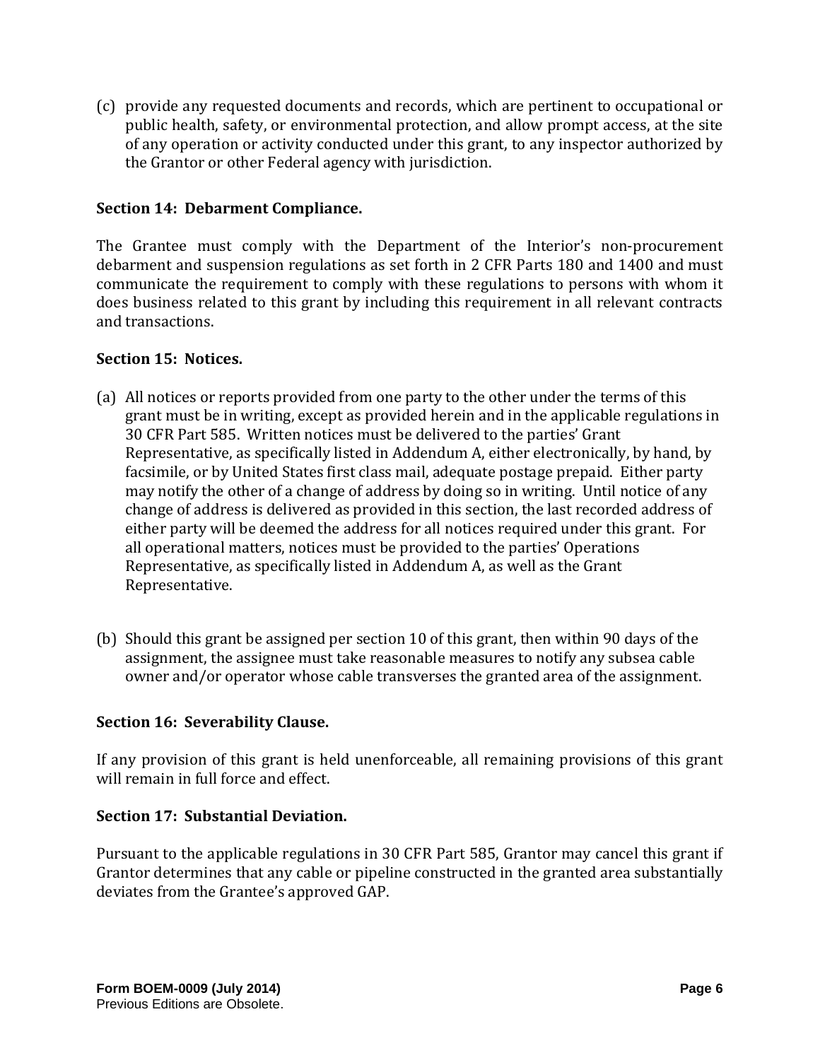(c) provide any requested documents and records, which are pertinent to occupational or public health, safety, or environmental protection, and allow prompt access, at the site of any operation or activity conducted under this grant, to any inspector authorized by the Grantor or other Federal agency with jurisdiction.

**Section 14: Debarment Compliance.**

The Grantee must comply with the Department of the Interior's non-procurement debarment and suspension regulations as set forth in 2 CFR Parts 180 and 1400 and must communicate the requirement to comply with these regulations to persons with whom it does business related to this grant by including this requirement in all relevant contracts and transactions.

**Section 15: Notices.**

(a) All notices or reports provided from one party to the other under the terms of this grant must be in writing, except as provided herein and in the applicable regulations in 30 CFR Part 585. Written notices must be delivered to the parties' Grant Representative, as specifically listed in Addendum A, either electronically, by hand, by facsimile, or by United States first class mail, adequate postage prepaid. Either party may notify the other of a change of address by doing so in writing. Until notice of any change of address is delivered as provided in this section, the last recorded address of either party will be deemed the address for all notices required under this grant. For all operational matters, notices must be provided to the parties' Operations Representative, as specifically listed in Addendum A, as well as the Grant Representative.

(b) Should this grant be assigned per section 10 of this grant, then within 90 days of the assignment, the assignee must take reasonable measures to notify any subsea cable owner and/or operator whose cable transverses the granted area of the assignment.

**Section 16: Severability Clause.**

If any provision of this grant is held unenforceable, all remaining provisions of this grant will remain in full force and effect.

**Section 17: Substantial Deviation.**

Pursuant to the applicable regulations in 30 CFR Part 585, Grantor may cancel this grant if Grantor determines that any cable or pipeline constructed in the granted area substantially deviates from the Grantee's approved GAP.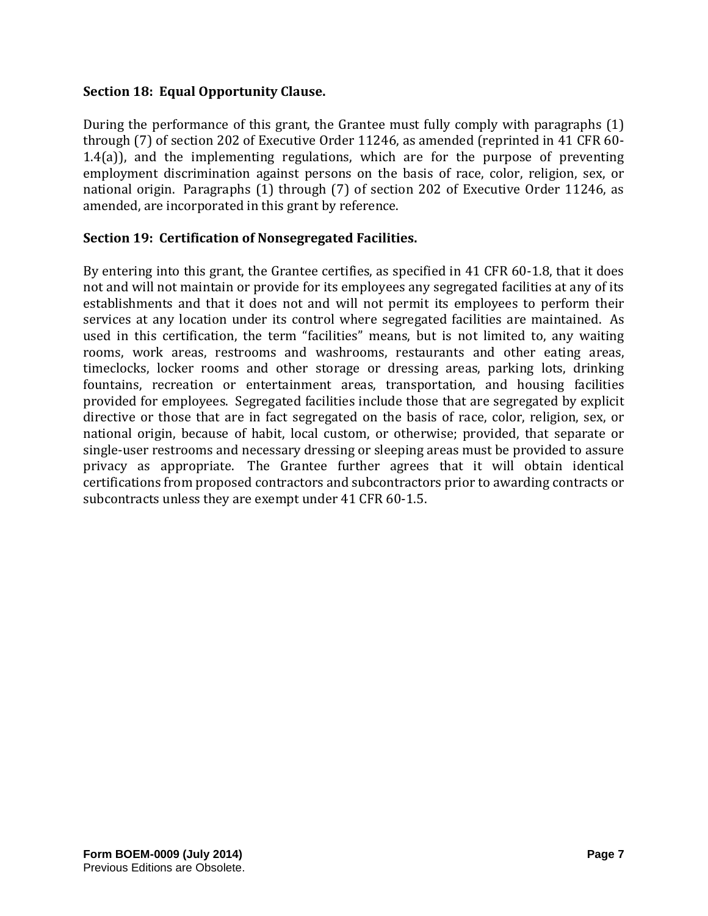**Section 18: Equal Opportunity Clause.**

During the performance of this grant, the Grantee must fully comply with paragraphs (1) through (7) of section 202 of Executive Order 11246, as amended (reprinted in 41 CFR 60-1.4(a)), and the implementing regulations, which are for the purpose of preventing employment discrimination against persons on the basis of race, color, religion, sex, or national origin. Paragraphs (1) through (7) of section 202 of Executive Order 11246, as amended, are incorporated in this grant by reference.

**Section 19: Certification of Nonsegregated Facilities.**

By entering into this grant, the Grantee certifies, as specified in 41 CFR 60-1.8, that it does not and will not maintain or provide for its employees any segregated facilities at any of its establishments and that it does not and will not permit its employees to perform their services at any location under its control where segregated facilities are maintained. As used in this certification, the term "facilities" means, but is not limited to, any waiting rooms, work areas, restrooms and washrooms, restaurants and other eating areas, timeclocks, locker rooms and other storage or dressing areas, parking lots, drinking fountains, recreation or entertainment areas, transportation, and housing facilities provided for employees. Segregated facilities include those that are segregated by explicit directive or those that are in fact segregated on the basis of race, color, religion, sex, or national origin, because of habit, local custom, or otherwise; provided, that separate or single-user restrooms and necessary dressing or sleeping areas must be provided to assure privacy as appropriate. The Grantee further agrees that it will obtain identical certifications from proposed contractors and subcontractors prior to awarding contracts or subcontracts unless they are exempt under 41 CFR 60-1.5.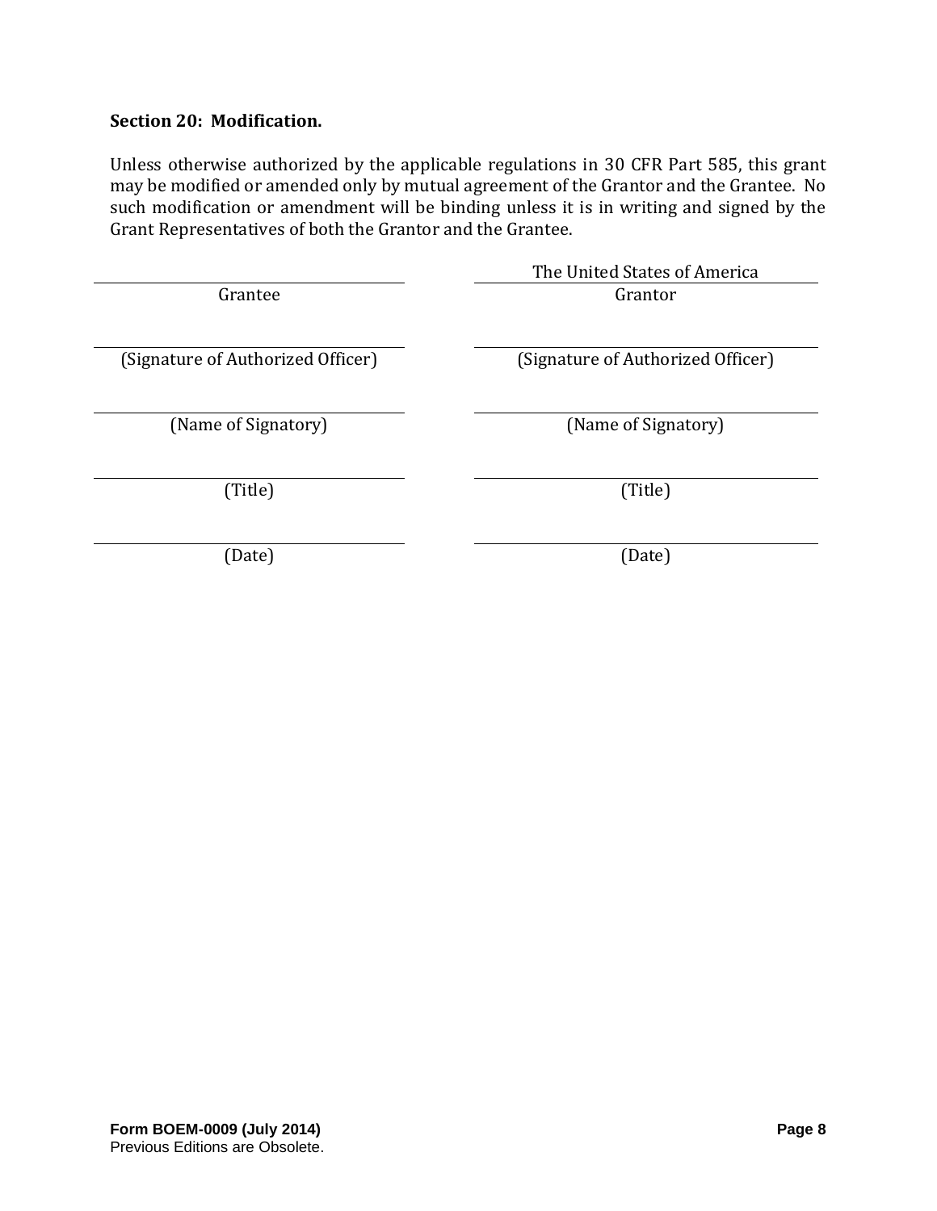**Section 20: Modification.**

Unless otherwise authorized by the applicable regulations in 30 CFR Part 585, this grant may be modified or amended only by mutual agreement of the Grantor and the Grantee. No such modification or amendment will be binding unless it is in writing and signed by the Grant Representatives of both the Grantor and the Grantee.

| | |
|---|---|
| ______________________ | The United States of America |
| Grantee | Grantor |
| ______________________ | ______________________ |
| (Signature of Authorized Officer) | (Signature of Authorized Officer) |
| ______________________ | ______________________ |
| (Name of Signatory) | (Name of Signatory) |
| ______________________ | ______________________ |
| (Title) | (Title) |
| ______________________ | ______________________ |
| (Date) | (Date) |

**Form BOEM-0009 (July 2014)**
Previous Editions are Obsolete.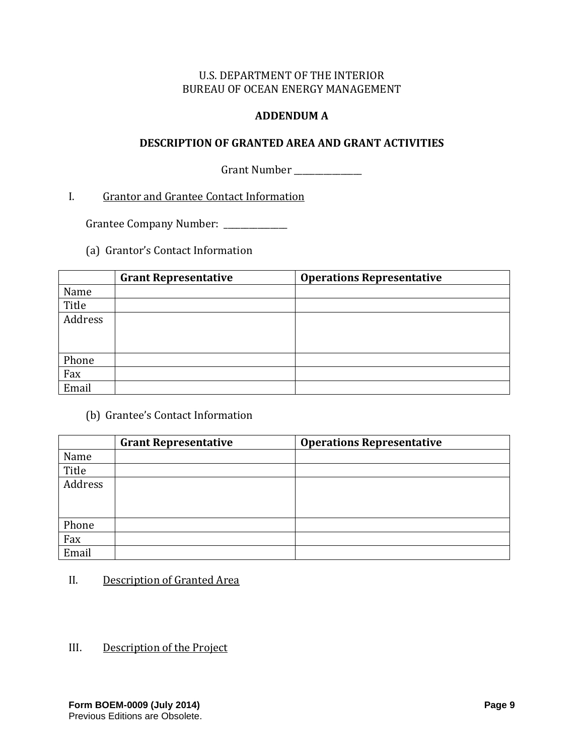U.S. DEPARTMENT OF THE INTERIOR
BUREAU OF OCEAN ENERGY MANAGEMENT

# ADDENDUM A

## DESCRIPTION OF GRANTED AREA AND GRANT ACTIVITIES

Grant Number _______________

I. Grantor and Grantee Contact Information

Grantee Company Number: _______________

(a) Grantor's Contact Information

| | **Grant Representative** | **Operations Representative** |
|---|---|---|
| Name | | |
| Title | | |
| Address | | |
| Phone | | |
| Fax | | |
| Email | | |

(b) Grantee's Contact Information

| | **Grant Representative** | **Operations Representative** |
|---|---|---|
| Name | | |
| Title | | |
| Address | | |
| Phone | | |
| Fax | | |
| Email | | |

II. Description of Granted Area

III. Description of the Project

**Form BOEM-0009 (July 2014)**
Previous Editions are Obsolete.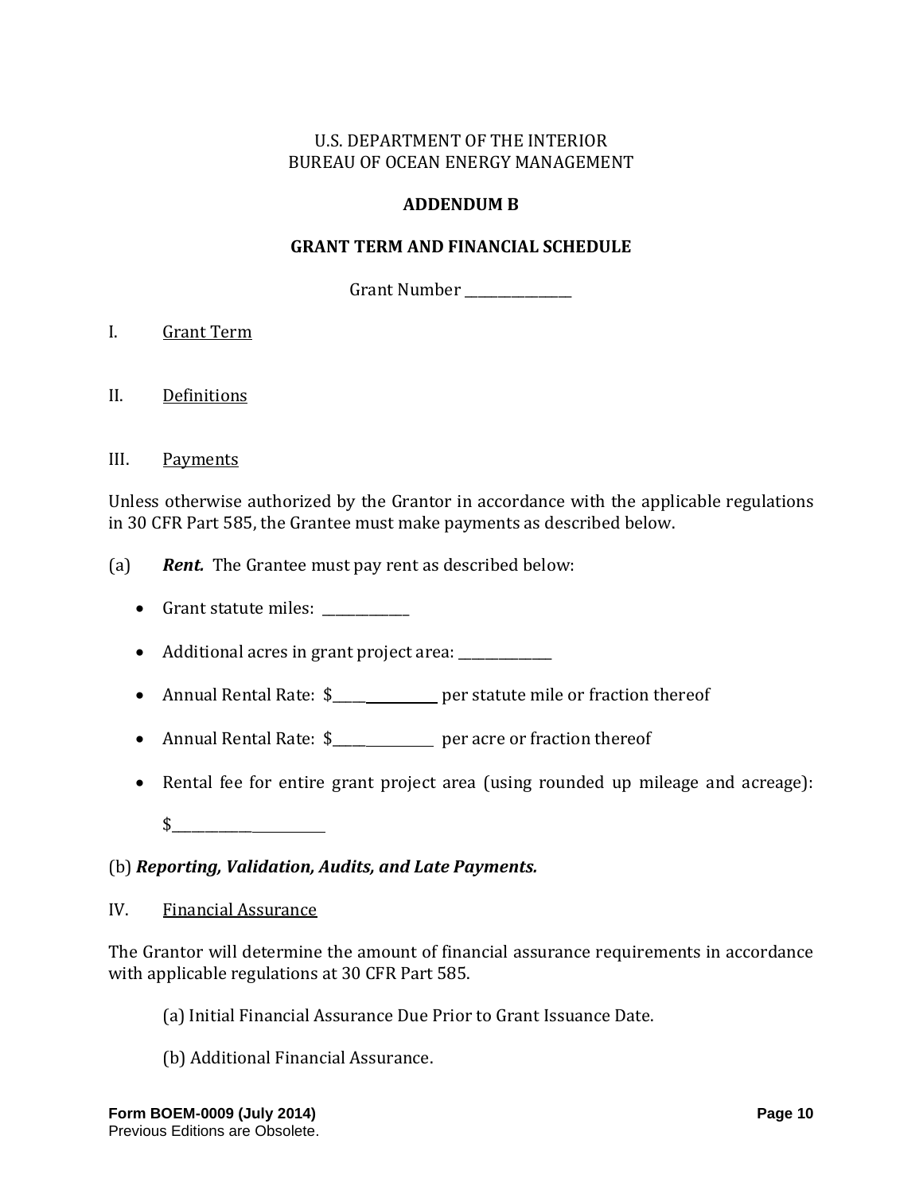U.S. DEPARTMENT OF THE INTERIOR
BUREAU OF OCEAN ENERGY MANAGEMENT

**ADDENDUM B**

**GRANT TERM AND FINANCIAL SCHEDULE**

Grant Number _______________

I. Grant Term

II. Definitions

III. Payments

Unless otherwise authorized by the Grantor in accordance with the applicable regulations in 30 CFR Part 585, the Grantee must make payments as described below.

(a) ***Rent.*** The Grantee must pay rent as described below:

- Grant statute miles: ____________
- Additional acres in grant project area: _____________
- Annual Rental Rate: $_______________ per statute mile or fraction thereof
- Annual Rental Rate: $_______________ per acre or fraction thereof
- Rental fee for entire grant project area (using rounded up mileage and acreage): $______________________

(b) ***Reporting, Validation, Audits, and Late Payments.***

IV. Financial Assurance

The Grantor will determine the amount of financial assurance requirements in accordance with applicable regulations at 30 CFR Part 585.

(a) Initial Financial Assurance Due Prior to Grant Issuance Date.

(b) Additional Financial Assurance.

**Form BOEM-0009 (July 2014)**
Previous Editions are Obsolete.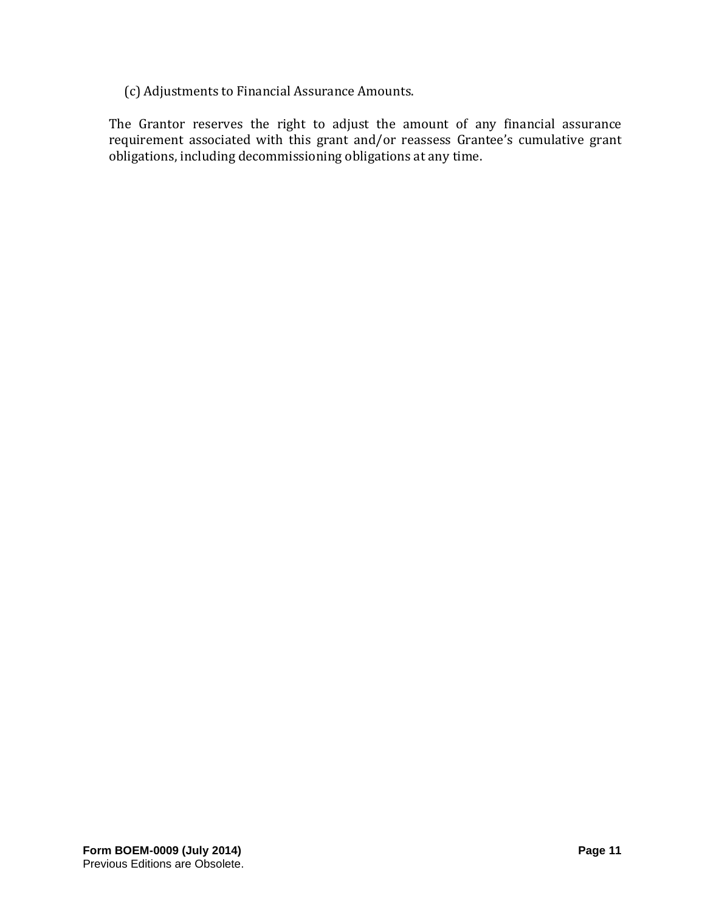(c) Adjustments to Financial Assurance Amounts.

The Grantor reserves the right to adjust the amount of any financial assurance requirement associated with this grant and/or reassess Grantee's cumulative grant obligations, including decommissioning obligations at any time.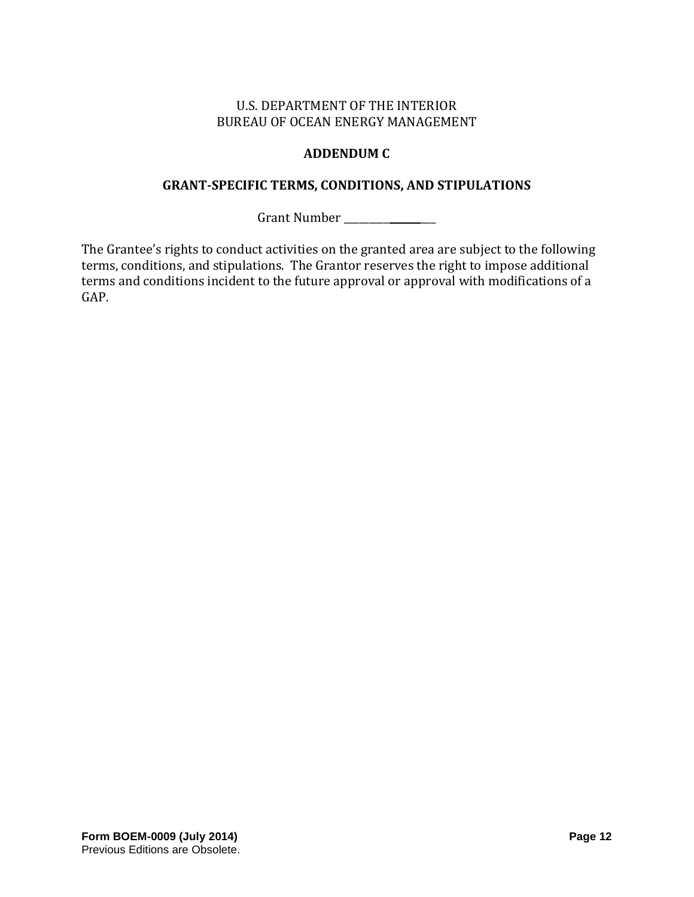U.S. DEPARTMENT OF THE INTERIOR
BUREAU OF OCEAN ENERGY MANAGEMENT

# ADDENDUM C

## GRANT-SPECIFIC TERMS, CONDITIONS, AND STIPULATIONS

Grant Number ____________________

The Grantee's rights to conduct activities on the granted area are subject to the following terms, conditions, and stipulations. The Grantor reserves the right to impose additional terms and conditions incident to the future approval or approval with modifications of a GAP.

**Form BOEM-0009 (July 2014)**
Previous Editions are Obsolete.